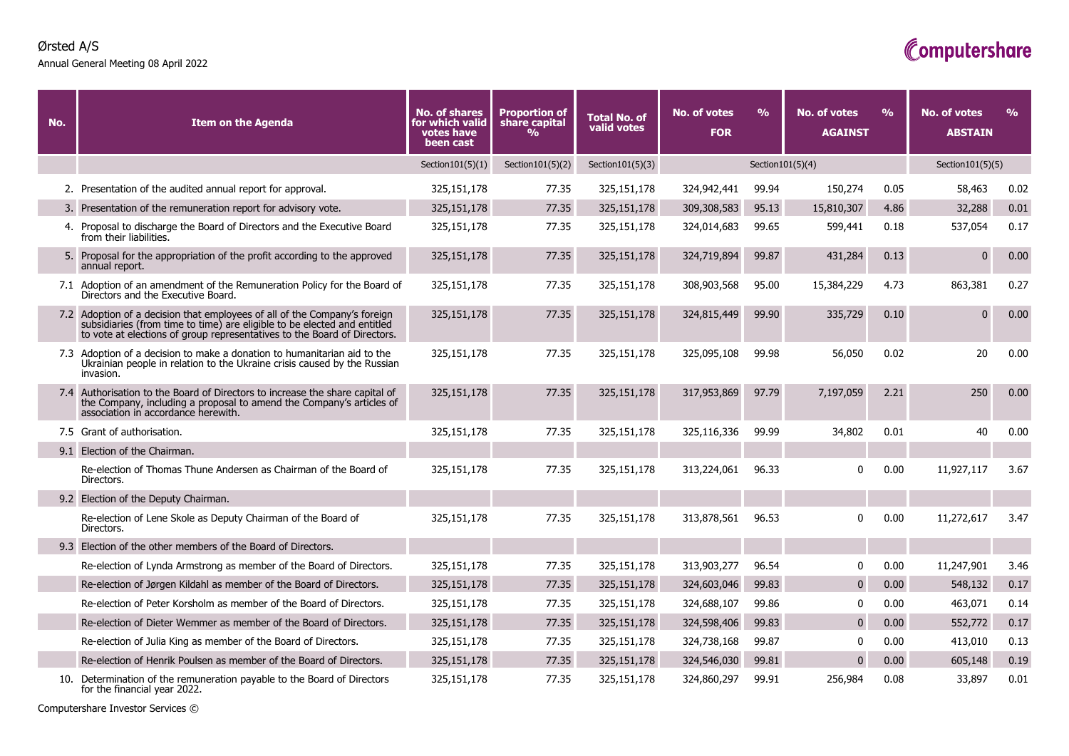Ørsted A/S

Annual General Meeting 08 April 2022

Computershare

| No. | Item on the Agenda | No. of shares for which valid votes have been cast | Proportion of share capital % | Total No. of valid votes | No. of votes FOR | % | No. of votes AGAINST | % | No. of votes ABSTAIN | % |
|---|---|---|---|---|---|---|---|---|---|---|
| | | Section101(5)(1) | Section101(5)(2) | Section101(5)(3) | Section101(5)(4) | | | | Section101(5)(5) | |
| 2. | Presentation of the audited annual report for approval. | 325,151,178 | 77.35 | 325,151,178 | 324,942,441 | 99.94 | 150,274 | 0.05 | 58,463 | 0.02 |
| 3. | Presentation of the remuneration report for advisory vote. | 325,151,178 | 77.35 | 325,151,178 | 309,308,583 | 95.13 | 15,810,307 | 4.86 | 32,288 | 0.01 |
| 4. | Proposal to discharge the Board of Directors and the Executive Board from their liabilities. | 325,151,178 | 77.35 | 325,151,178 | 324,014,683 | 99.65 | 599,441 | 0.18 | 537,054 | 0.17 |
| 5. | Proposal for the appropriation of the profit according to the approved annual report. | 325,151,178 | 77.35 | 325,151,178 | 324,719,894 | 99.87 | 431,284 | 0.13 | 0 | 0.00 |
| 7.1 | Adoption of an amendment of the Remuneration Policy for the Board of Directors and the Executive Board. | 325,151,178 | 77.35 | 325,151,178 | 308,903,568 | 95.00 | 15,384,229 | 4.73 | 863,381 | 0.27 |
| 7.2 | Adoption of a decision that employees of all of the Company's foreign subsidiaries (from time to time) are eligible to be elected and entitled to vote at elections of group representatives to the Board of Directors. | 325,151,178 | 77.35 | 325,151,178 | 324,815,449 | 99.90 | 335,729 | 0.10 | 0 | 0.00 |
| 7.3 | Adoption of a decision to make a donation to humanitarian aid to the Ukrainian people in relation to the Ukraine crisis caused by the Russian invasion. | 325,151,178 | 77.35 | 325,151,178 | 325,095,108 | 99.98 | 56,050 | 0.02 | 20 | 0.00 |
| 7.4 | Authorisation to the Board of Directors to increase the share capital of the Company, including a proposal to amend the Company's articles of association in accordance herewith. | 325,151,178 | 77.35 | 325,151,178 | 317,953,869 | 97.79 | 7,197,059 | 2.21 | 250 | 0.00 |
| 7.5 | Grant of authorisation. | 325,151,178 | 77.35 | 325,151,178 | 325,116,336 | 99.99 | 34,802 | 0.01 | 40 | 0.00 |
| 9.1 | Election of the Chairman. | | | | | | | | | |
| | Re-election of Thomas Thune Andersen as Chairman of the Board of Directors. | 325,151,178 | 77.35 | 325,151,178 | 313,224,061 | 96.33 | 0 | 0.00 | 11,927,117 | 3.67 |
| 9.2 | Election of the Deputy Chairman. | | | | | | | | | |
| | Re-election of Lene Skole as Deputy Chairman of the Board of Directors. | 325,151,178 | 77.35 | 325,151,178 | 313,878,561 | 96.53 | 0 | 0.00 | 11,272,617 | 3.47 |
| 9.3 | Election of the other members of the Board of Directors. | | | | | | | | | |
| | Re-election of Lynda Armstrong as member of the Board of Directors. | 325,151,178 | 77.35 | 325,151,178 | 313,903,277 | 96.54 | 0 | 0.00 | 11,247,901 | 3.46 |
| | Re-election of Jørgen Kildahl as member of the Board of Directors. | 325,151,178 | 77.35 | 325,151,178 | 324,603,046 | 99.83 | 0 | 0.00 | 548,132 | 0.17 |
| | Re-election of Peter Korsholm as member of the Board of Directors. | 325,151,178 | 77.35 | 325,151,178 | 324,688,107 | 99.86 | 0 | 0.00 | 463,071 | 0.14 |
| | Re-election of Dieter Wemmer as member of the Board of Directors. | 325,151,178 | 77.35 | 325,151,178 | 324,598,406 | 99.83 | 0 | 0.00 | 552,772 | 0.17 |
| | Re-election of Julia King as member of the Board of Directors. | 325,151,178 | 77.35 | 325,151,178 | 324,738,168 | 99.87 | 0 | 0.00 | 413,010 | 0.13 |
| | Re-election of Henrik Poulsen as member of the Board of Directors. | 325,151,178 | 77.35 | 325,151,178 | 324,546,030 | 99.81 | 0 | 0.00 | 605,148 | 0.19 |
| 10. | Determination of the remuneration payable to the Board of Directors for the financial year 2022. | 325,151,178 | 77.35 | 325,151,178 | 324,860,297 | 99.91 | 256,984 | 0.08 | 33,897 | 0.01 |

Computershare Investor Services ©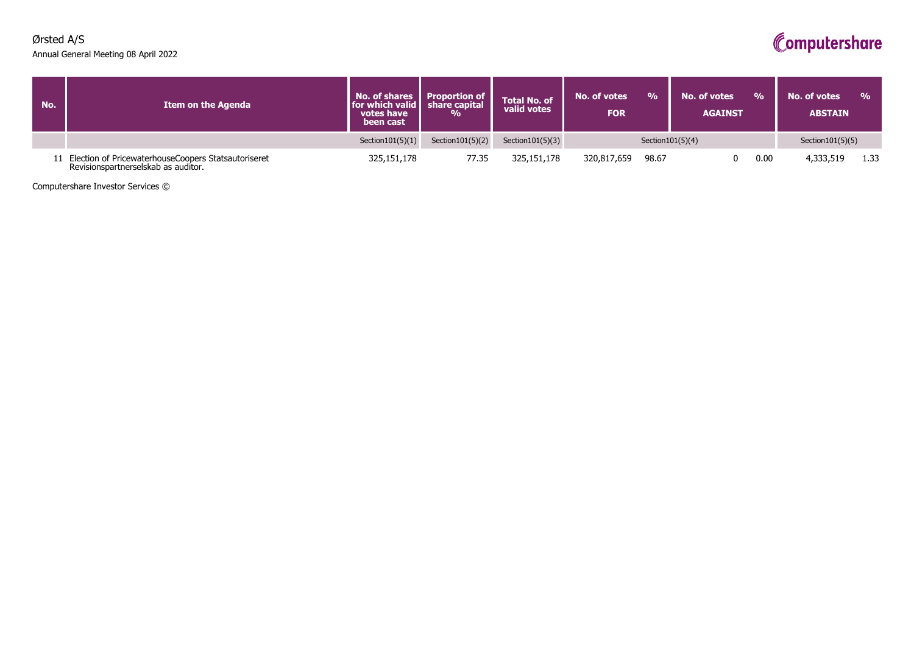Ørsted A/S

Annual General Meeting 08 April 2022

| No. | Item on the Agenda | No. of shares for which valid votes have been cast | Proportion of share capital % | Total No. of valid votes | No. of votes FOR | % | No. of votes AGAINST | % | No. of votes ABSTAIN | % |
|---|---|---|---|---|---|---|---|---|---|---|
| | | Section101(5)(1) | Section101(5)(2) | Section101(5)(3) | Section101(5)(4) | | | | Section101(5)(5) | |
| 11 | Election of PricewaterhouseCoopers Statsautoriseret Revisionspartnerselskab as auditor. | 325,151,178 | 77.35 | 325,151,178 | 320,817,659 | 98.67 | 0 | 0.00 | 4,333,519 | 1.33 |

Computershare Investor Services ©